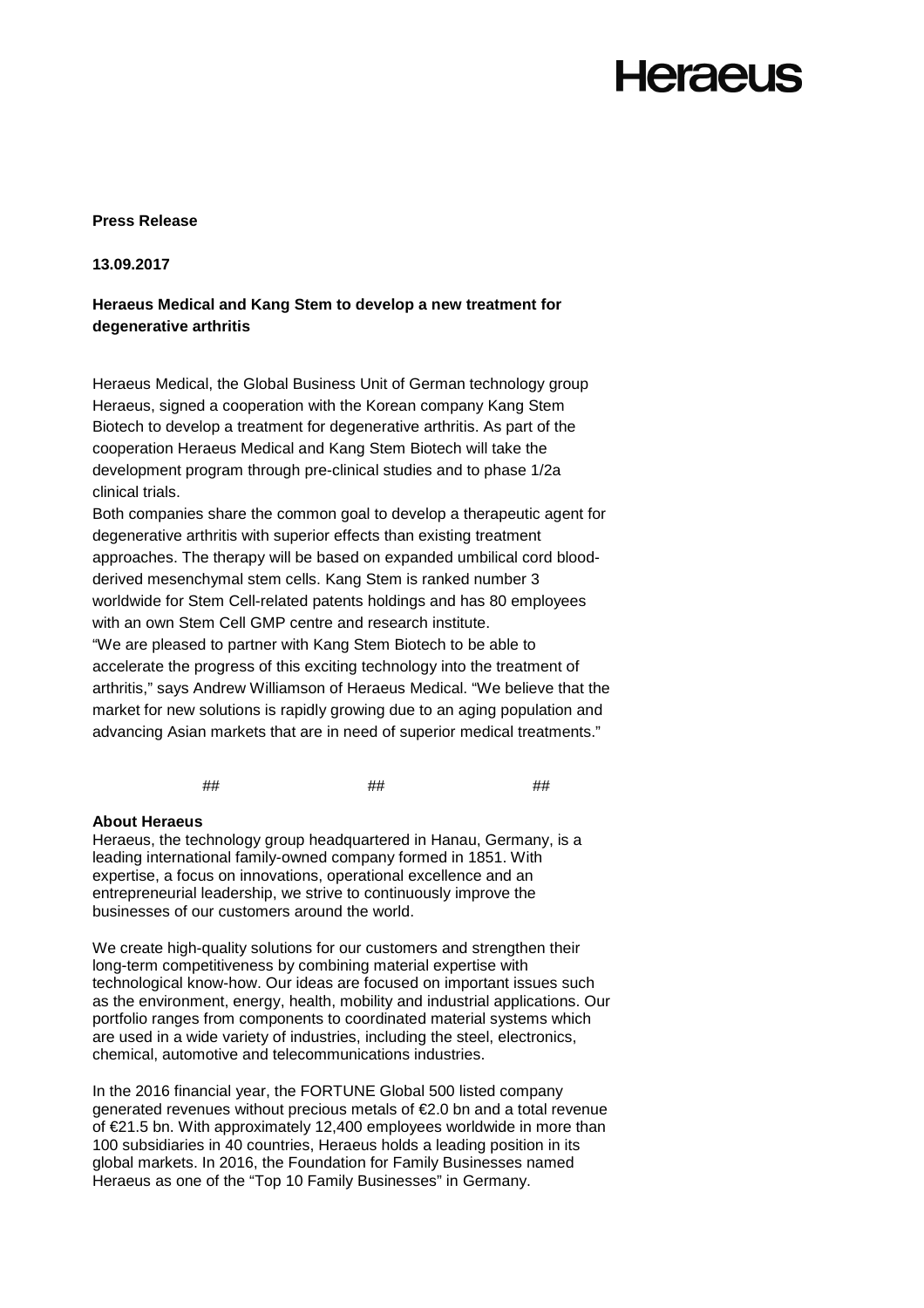**Press Release**

**13.09.2017**

**Heraeus Medical and Kang Stem to develop a new treatment for degenerative arthritis**

Heraeus Medical, the Global Business Unit of German technology group Heraeus, signed a cooperation with the Korean company Kang Stem Biotech to develop a treatment for degenerative arthritis. As part of the cooperation Heraeus Medical and Kang Stem Biotech will take the development program through pre-clinical studies and to phase 1/2a clinical trials.

Both companies share the common goal to develop a therapeutic agent for degenerative arthritis with superior effects than existing treatment approaches. The therapy will be based on expanded umbilical cord blood-derived mesenchymal stem cells. Kang Stem is ranked number 3 worldwide for Stem Cell-related patents holdings and has 80 employees with an own Stem Cell GMP centre and research institute.

"We are pleased to partner with Kang Stem Biotech to be able to accelerate the progress of this exciting technology into the treatment of arthritis," says Andrew Williamson of Heraeus Medical. "We believe that the market for new solutions is rapidly growing due to an aging population and advancing Asian markets that are in need of superior medical treatments."

## ## ##

**About Heraeus**

Heraeus, the technology group headquartered in Hanau, Germany, is a leading international family-owned company formed in 1851. With expertise, a focus on innovations, operational excellence and an entrepreneurial leadership, we strive to continuously improve the businesses of our customers around the world.

We create high-quality solutions for our customers and strengthen their long-term competitiveness by combining material expertise with technological know-how. Our ideas are focused on important issues such as the environment, energy, health, mobility and industrial applications. Our portfolio ranges from components to coordinated material systems which are used in a wide variety of industries, including the steel, electronics, chemical, automotive and telecommunications industries.

In the 2016 financial year, the FORTUNE Global 500 listed company generated revenues without precious metals of €2.0 bn and a total revenue of €21.5 bn. With approximately 12,400 employees worldwide in more than 100 subsidiaries in 40 countries, Heraeus holds a leading position in its global markets. In 2016, the Foundation for Family Businesses named Heraeus as one of the "Top 10 Family Businesses" in Germany.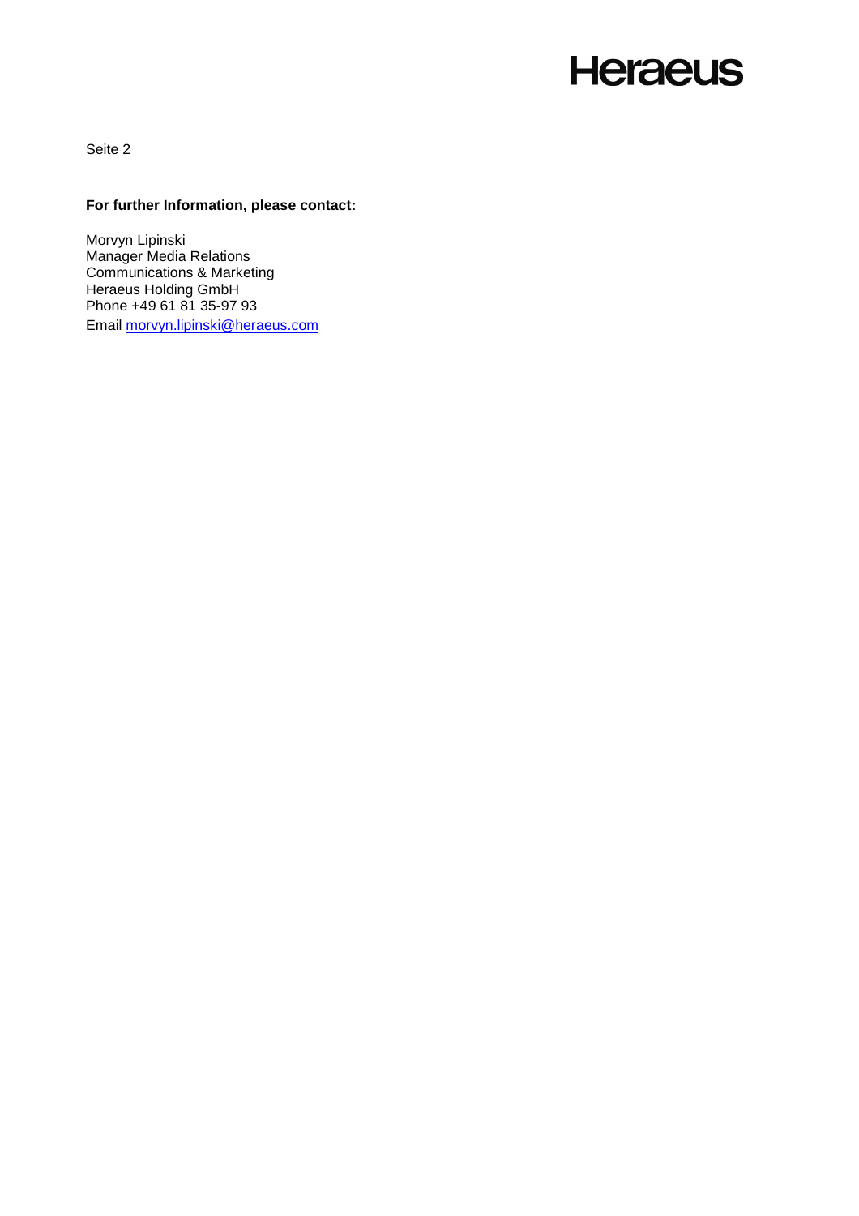**For further Information, please contact:**

Morvyn Lipinski
Manager Media Relations
Communications & Marketing
Heraeus Holding GmbH
Phone +49 61 81 35-97 93
Email morvyn.lipinski@heraeus.com